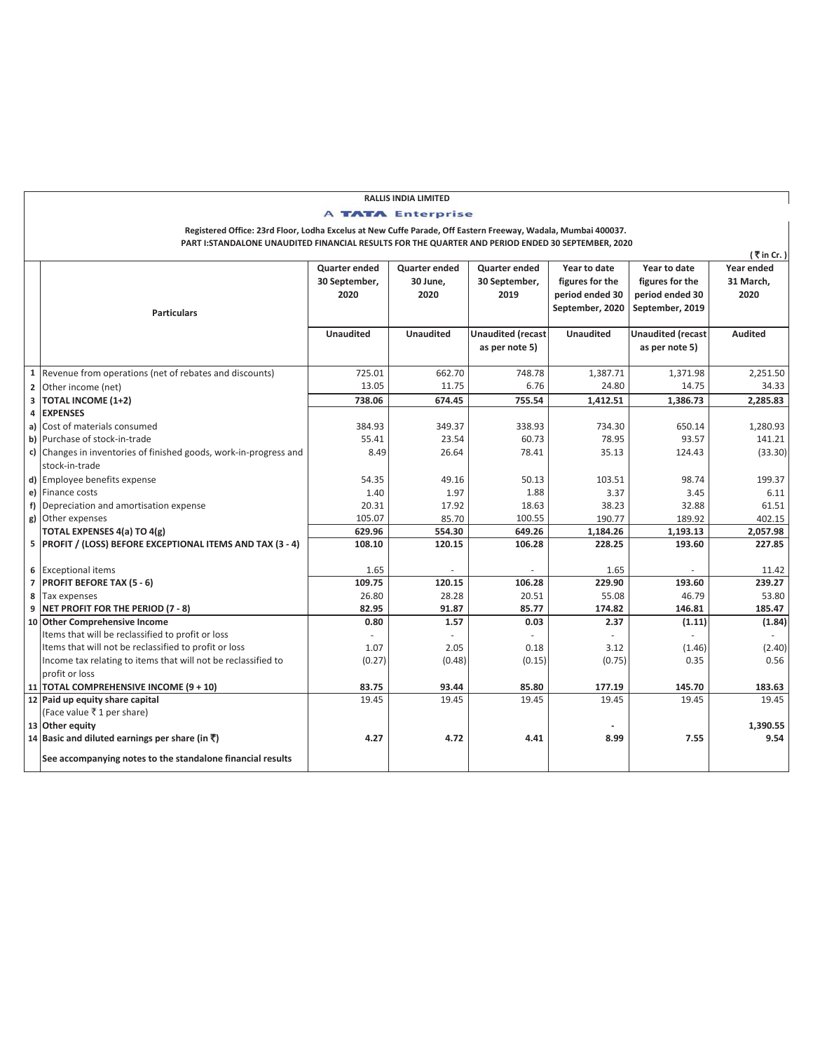# RALLIS INDIA LIMITED

A TATA Enterprise

Registered Office: 23rd Floor, Lodha Excelus at New Cuffe Parade, Off Eastern Freeway, Wadala, Mumbai 400037.

**PART I:STANDALONE UNAUDITED FINANCIAL RESULTS FOR THE QUARTER AND PERIOD ENDED 30 SEPTEMBER, 2020**

( ₹ in Cr. )

| | Particulars | Quarter ended 30 September, 2020 | Quarter ended 30 June, 2020 | Quarter ended 30 September, 2019 | Year to date figures for the period ended 30 September, 2020 | Year to date figures for the period ended 30 September, 2019 | Year ended 31 March, 2020 |
|---|---|---|---|---|---|---|---|
| | | Unaudited | Unaudited | Unaudited (recast as per note 5) | Unaudited | Unaudited (recast as per note 5) | Audited |
| 1 | Revenue from operations (net of rebates and discounts) | 725.01 | 662.70 | 748.78 | 1,387.71 | 1,371.98 | 2,251.50 |
| 2 | Other income (net) | 13.05 | 11.75 | 6.76 | 24.80 | 14.75 | 34.33 |
| 3 | **TOTAL INCOME (1+2)** | **738.06** | **674.45** | **755.54** | **1,412.51** | **1,386.73** | **2,285.83** |
| 4 | **EXPENSES** | | | | | | |
| a) | Cost of materials consumed | 384.93 | 349.37 | 338.93 | 734.30 | 650.14 | 1,280.93 |
| b) | Purchase of stock-in-trade | 55.41 | 23.54 | 60.73 | 78.95 | 93.57 | 141.21 |
| c) | Changes in inventories of finished goods, work-in-progress and stock-in-trade | 8.49 | 26.64 | 78.41 | 35.13 | 124.43 | (33.30) |
| d) | Employee benefits expense | 54.35 | 49.16 | 50.13 | 103.51 | 98.74 | 199.37 |
| e) | Finance costs | 1.40 | 1.97 | 1.88 | 3.37 | 3.45 | 6.11 |
| f) | Depreciation and amortisation expense | 20.31 | 17.92 | 18.63 | 38.23 | 32.88 | 61.51 |
| g) | Other expenses | 105.07 | 85.70 | 100.55 | 190.77 | 189.92 | 402.15 |
| | **TOTAL EXPENSES 4(a) TO 4(g)** | **629.96** | **554.30** | **649.26** | **1,184.26** | **1,193.13** | **2,057.98** |
| 5 | **PROFIT / (LOSS) BEFORE EXCEPTIONAL ITEMS AND TAX (3 - 4)** | **108.10** | **120.15** | **106.28** | **228.25** | **193.60** | **227.85** |
| 6 | Exceptional items | 1.65 | - | - | 1.65 | - | 11.42 |
| 7 | **PROFIT BEFORE TAX (5 - 6)** | **109.75** | **120.15** | **106.28** | **229.90** | **193.60** | **239.27** |
| 8 | Tax expenses | 26.80 | 28.28 | 20.51 | 55.08 | 46.79 | 53.80 |
| 9 | **NET PROFIT FOR THE PERIOD (7 - 8)** | **82.95** | **91.87** | **85.77** | **174.82** | **146.81** | **185.47** |
| 10 | **Other Comprehensive Income** | **0.80** | **1.57** | **0.03** | **2.37** | **(1.11)** | **(1.84)** |
| | Items that will be reclassified to profit or loss | - | - | - | - | - | - |
| | Items that will not be reclassified to profit or loss | 1.07 | 2.05 | 0.18 | 3.12 | (1.46) | (2.40) |
| | Income tax relating to items that will not be reclassified to profit or loss | (0.27) | (0.48) | (0.15) | (0.75) | 0.35 | 0.56 |
| 11 | **TOTAL COMPREHENSIVE INCOME (9 + 10)** | **83.75** | **93.44** | **85.80** | **177.19** | **145.70** | **183.63** |
| 12 | **Paid up equity share capital** (Face value ₹ 1 per share) | 19.45 | 19.45 | 19.45 | 19.45 | 19.45 | 19.45 |
| 13 | **Other equity** | | | | - | | **1,390.55** |
| 14 | **Basic and diluted earnings per share (in ₹)** | **4.27** | **4.72** | **4.41** | **8.99** | **7.55** | **9.54** |
| | **See accompanying notes to the standalone financial results** | | | | | | |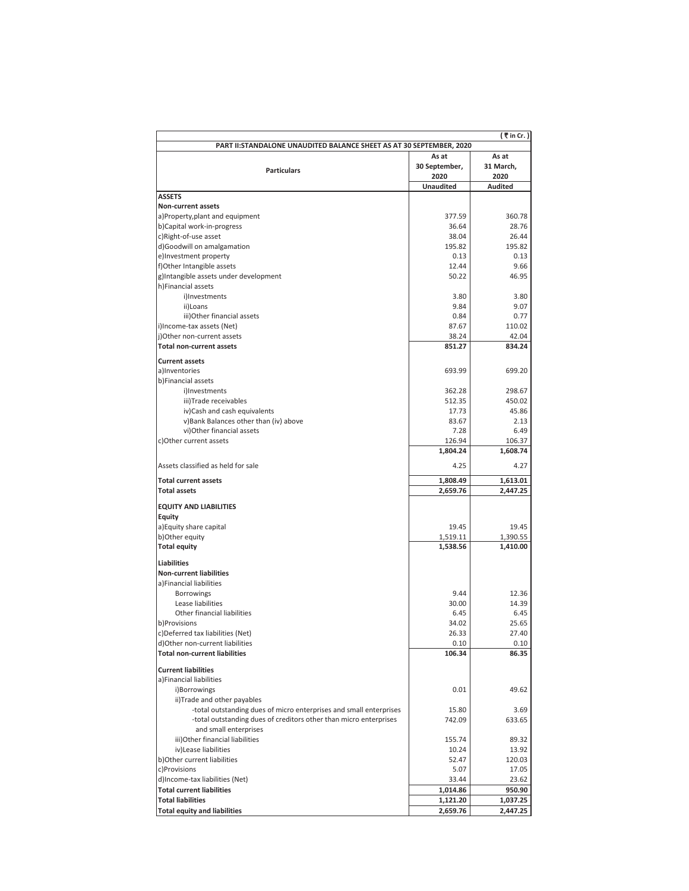| | | (₹ in Cr.) |
|---|---|---|
| **PART II:STANDALONE UNAUDITED BALANCE SHEET AS AT 30 SEPTEMBER, 2020** | | |
| **Particulars** | **As at 30 September, 2020** | **As at 31 March, 2020** |
| | **Unaudited** | **Audited** |
| **ASSETS** | | |
| **Non-current assets** | | |
| a)Property,plant and equipment | 377.59 | 360.78 |
| b)Capital work-in-progress | 36.64 | 28.76 |
| c)Right-of-use asset | 38.04 | 26.44 |
| d)Goodwill on amalgamation | 195.82 | 195.82 |
| e)Investment property | 0.13 | 0.13 |
| f)Other Intangible assets | 12.44 | 9.66 |
| g)Intangible assets under development | 50.22 | 46.95 |
| h)Financial assets | | |
| i)Investments | 3.80 | 3.80 |
| ii)Loans | 9.84 | 9.07 |
| iii)Other financial assets | 0.84 | 0.77 |
| i)Income-tax assets (Net) | 87.67 | 110.02 |
| j)Other non-current assets | 38.24 | 42.04 |
| **Total non-current assets** | **851.27** | **834.24** |
| **Current assets** | | |
| a)Inventories | 693.99 | 699.20 |
| b)Financial assets | | |
| i)Investments | 362.28 | 298.67 |
| iii)Trade receivables | 512.35 | 450.02 |
| iv)Cash and cash equivalents | 17.73 | 45.86 |
| v)Bank Balances other than (iv) above | 83.67 | 2.13 |
| vi)Other financial assets | 7.28 | 6.49 |
| c)Other current assets | 126.94 | 106.37 |
| | **1,804.24** | **1,608.74** |
| Assets classified as held for sale | 4.25 | 4.27 |
| **Total current assets** | **1,808.49** | **1,613.01** |
| **Total assets** | **2,659.76** | **2,447.25** |
| **EQUITY AND LIABILITIES** | | |
| **Equity** | | |
| a)Equity share capital | 19.45 | 19.45 |
| b)Other equity | 1,519.11 | 1,390.55 |
| **Total equity** | **1,538.56** | **1,410.00** |
| **Liabilities** | | |
| **Non-current liabilities** | | |
| a)Financial liabilities | | |
| Borrowings | 9.44 | 12.36 |
| Lease liabilities | 30.00 | 14.39 |
| Other financial liabilities | 6.45 | 6.45 |
| b)Provisions | 34.02 | 25.65 |
| c)Deferred tax liabilities (Net) | 26.33 | 27.40 |
| d)Other non-current liabilities | 0.10 | 0.10 |
| **Total non-current liabilities** | **106.34** | **86.35** |
| **Current liabilities** | | |
| a)Financial liabilities | | |
| i)Borrowings | 0.01 | 49.62 |
| ii)Trade and other payables | | |
| -total outstanding dues of micro enterprises and small enterprises | 15.80 | 3.69 |
| -total outstanding dues of creditors other than micro enterprises and small enterprises | 742.09 | 633.65 |
| iii)Other financial liabilities | 155.74 | 89.32 |
| iv)Lease liabilities | 10.24 | 13.92 |
| b)Other current liabilities | 52.47 | 120.03 |
| c)Provisions | 5.07 | 17.05 |
| d)Income-tax liabilities (Net) | 33.44 | 23.62 |
| **Total current liabilities** | **1,014.86** | **950.90** |
| **Total liabilities** | **1,121.20** | **1,037.25** |
| **Total equity and liabilities** | **2,659.76** | **2,447.25** |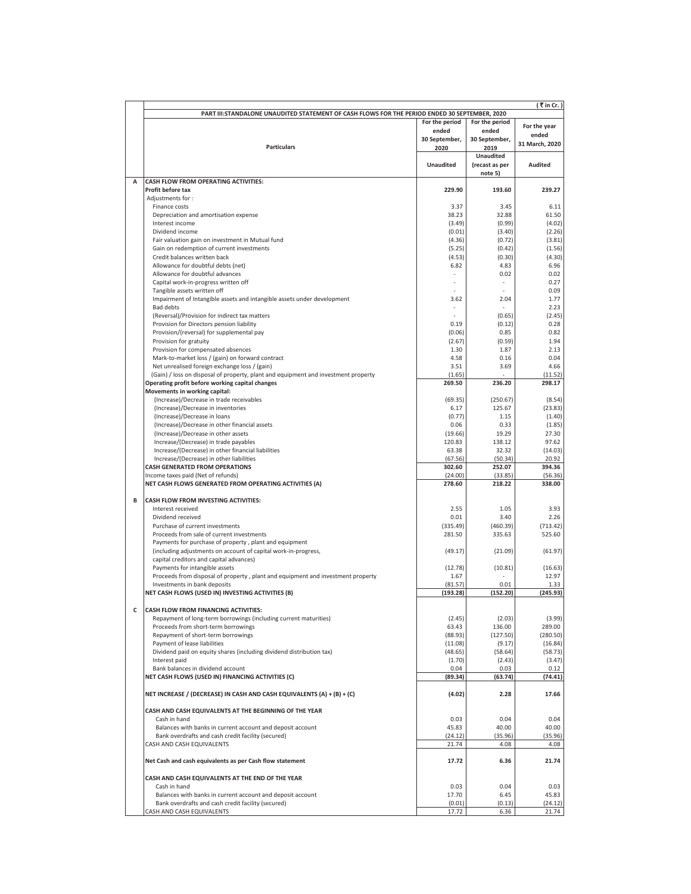(₹ in Cr.)

**PART III:STANDALONE UNAUDITED STATEMENT OF CASH FLOWS FOR THE PERIOD ENDED 30 SEPTEMBER, 2020**

| | Particulars | For the period ended 30 September, 2020 | For the period ended 30 September, 2019 | For the year ended 31 March, 2020 |
|---|---|---|---|---|
| | | Unaudited | Unaudited (recast as per note 5) | Audited |
| **A** | **CASH FLOW FROM OPERATING ACTIVITIES:** | | | |
| | **Profit before tax** | **229.90** | **193.60** | **239.27** |
| | Adjustments for : | | | |
| | Finance costs | 3.37 | 3.45 | 6.11 |
| | Depreciation and amortisation expense | 38.23 | 32.88 | 61.50 |
| | Interest income | (3.49) | (0.99) | (4.02) |
| | Dividend income | (0.01) | (3.40) | (2.26) |
| | Fair valuation gain on investment in Mutual fund | (4.36) | (0.72) | (3.81) |
| | Gain on redemption of current investments | (5.25) | (0.42) | (1.56) |
| | Credit balances written back | (4.53) | (0.30) | (4.30) |
| | Allowance for doubtful debts (net) | 6.82 | 4.83 | 6.96 |
| | Allowance for doubtful advances | - | 0.02 | 0.02 |
| | Capital work-in-progress written off | - | - | 0.27 |
| | Tangible assets written off | - | - | 0.09 |
| | Impairment of Intangible assets and intangible assets under development | 3.62 | 2.04 | 1.77 |
| | Bad debts | - | - | 2.23 |
| | (Reversal)/Provision for indirect tax matters | - | (0.65) | (2.45) |
| | Provision for Directors pension liability | 0.19 | (0.12) | 0.28 |
| | Provision/(reversal) for supplemental pay | (0.06) | 0.85 | 0.82 |
| | Provision for gratuity | (2.67) | (0.59) | 1.94 |
| | Provision for compensated absences | 1.30 | 1.87 | 2.13 |
| | Mark-to-market loss / (gain) on forward contract | 4.58 | 0.16 | 0.04 |
| | Net unrealised foreign exchange loss / (gain) | 3.51 | 3.69 | 4.66 |
| | (Gain) / loss on disposal of property, plant and equipment and investment property | (1.65) | - | (11.52) |
| | **Operating profit before working capital changes** | **269.50** | **236.20** | **298.17** |
| | **Movements in working capital:** | | | |
| | (Increase)/Decrease in trade receivables | (69.35) | (250.67) | (8.54) |
| | (Increase)/Decrease in inventories | 6.17 | 125.67 | (23.83) |
| | (Increase)/Decrease in loans | (0.77) | 1.15 | (1.40) |
| | (Increase)/Decrease in other financial assets | 0.06 | 0.33 | (1.85) |
| | (Increase)/Decrease in other assets | (19.66) | 19.29 | 27.30 |
| | Increase/(Decrease) in trade payables | 120.83 | 138.12 | 97.62 |
| | Increase/(Decrease) in other financial liabilities | 63.38 | 32.32 | (14.03) |
| | Increase/(Decrease) in other liabilities | (67.56) | (50.34) | 20.92 |
| | **CASH GENERATED FROM OPERATIONS** | **302.60** | **252.07** | **394.36** |
| | Income taxes paid (Net of refunds) | (24.00) | (33.85) | (56.36) |
| | **NET CASH FLOWS GENERATED FROM OPERATING ACTIVITIES (A)** | **278.60** | **218.22** | **338.00** |
| **B** | **CASH FLOW FROM INVESTING ACTIVITIES:** | | | |
| | Interest received | 2.55 | 1.05 | 3.93 |
| | Dividend received | 0.01 | 3.40 | 2.26 |
| | Purchase of current investments | (335.49) | (460.39) | (713.42) |
| | Proceeds from sale of current investments | 281.50 | 335.63 | 525.60 |
| | Payments for purchase of property , plant and equipment (including adjustments on account of capital work-in-progress, capital creditors and capital advances) | (49.17) | (21.09) | (61.97) |
| | Payments for intangible assets | (12.78) | (10.81) | (16.63) |
| | Proceeds from disposal of property , plant and equipment and investment property | 1.67 | - | 12.97 |
| | Investments in bank deposits | (81.57) | 0.01 | 1.33 |
| | **NET CASH FLOWS (USED IN) INVESTING ACTIVITIES (B)** | **(193.28)** | **(152.20)** | **(245.93)** |
| **C** | **CASH FLOW FROM FINANCING ACTIVITIES:** | | | |
| | Repayment of long-term borrowings (including current maturities) | (2.45) | (2.03) | (3.99) |
| | Proceeds from short-term borrowings | 63.43 | 136.00 | 289.00 |
| | Repayment of short-term borrowings | (88.93) | (127.50) | (280.50) |
| | Payment of lease liabilities | (11.08) | (9.17) | (16.84) |
| | Dividend paid on equity shares (including dividend distribution tax) | (48.65) | (58.64) | (58.73) |
| | Interest paid | (1.70) | (2.43) | (3.47) |
| | Bank balances in dividend account | 0.04 | 0.03 | 0.12 |
| | **NET CASH FLOWS (USED IN) FINANCING ACTIVITIES (C)** | **(89.34)** | **(63.74)** | **(74.41)** |
| | **NET INCREASE / (DECREASE) IN CASH AND CASH EQUIVALENTS (A) + (B) + (C)** | **(4.02)** | **2.28** | **17.66** |
| | **CASH AND CASH EQUIVALENTS AT THE BEGINNING OF THE YEAR** | | | |
| | Cash in hand | 0.03 | 0.04 | 0.04 |
| | Balances with banks in current account and deposit account | 45.83 | 40.00 | 40.00 |
| | Bank overdrafts and cash credit facility (secured) | (24.12) | (35.96) | (35.96) |
| | CASH AND CASH EQUIVALENTS | 21.74 | 4.08 | 4.08 |
| | **Net Cash and cash equivalents as per Cash flow statement** | **17.72** | **6.36** | **21.74** |
| | **CASH AND CASH EQUIVALENTS AT THE END OF THE YEAR** | | | |
| | Cash in hand | 0.03 | 0.04 | 0.03 |
| | Balances with banks in current account and deposit account | 17.70 | 6.45 | 45.83 |
| | Bank overdrafts and cash credit facility (secured) | (0.01) | (0.13) | (24.12) |
| | CASH AND CASH EQUIVALENTS | 17.72 | 6.36 | 21.74 |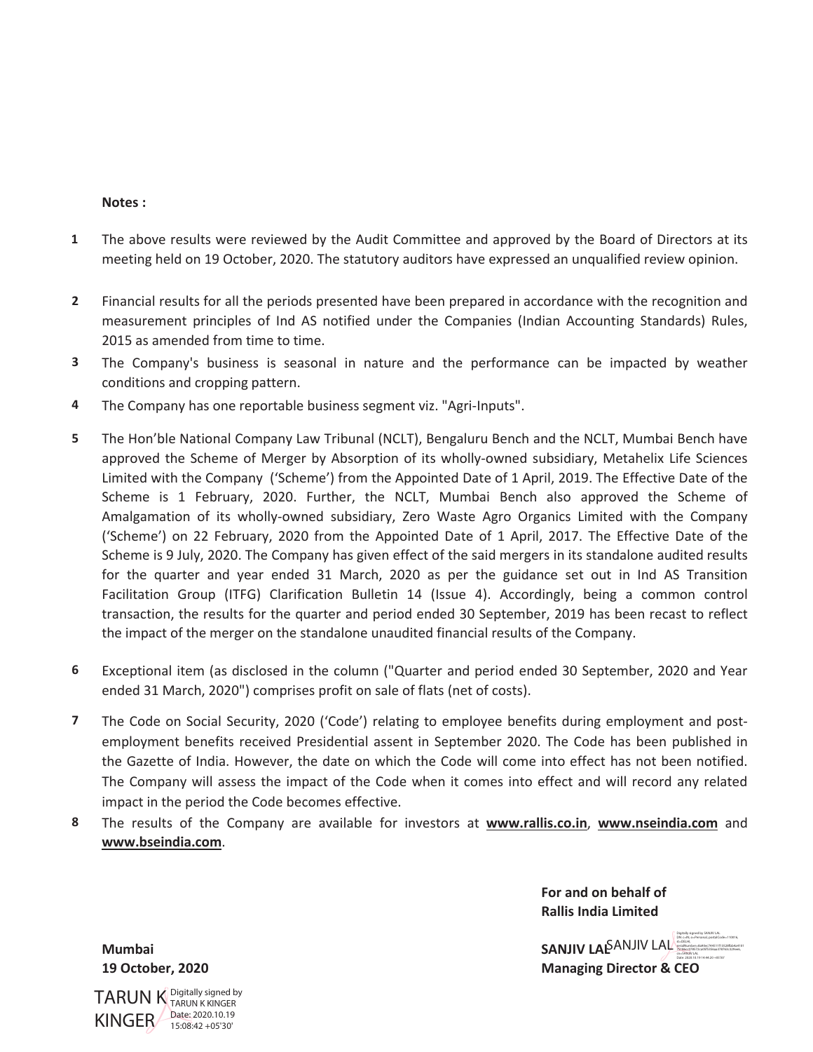**Notes :**

1. The above results were reviewed by the Audit Committee and approved by the Board of Directors at its meeting held on 19 October, 2020. The statutory auditors have expressed an unqualified review opinion.

2. Financial results for all the periods presented have been prepared in accordance with the recognition and measurement principles of Ind AS notified under the Companies (Indian Accounting Standards) Rules, 2015 as amended from time to time.

3. The Company's business is seasonal in nature and the performance can be impacted by weather conditions and cropping pattern.

4. The Company has one reportable business segment viz. "Agri-Inputs".

5. The Hon'ble National Company Law Tribunal (NCLT), Bengaluru Bench and the NCLT, Mumbai Bench have approved the Scheme of Merger by Absorption of its wholly-owned subsidiary, Metahelix Life Sciences Limited with the Company ('Scheme') from the Appointed Date of 1 April, 2019. The Effective Date of the Scheme is 1 February, 2020. Further, the NCLT, Mumbai Bench also approved the Scheme of Amalgamation of its wholly-owned subsidiary, Zero Waste Agro Organics Limited with the Company ('Scheme') on 22 February, 2020 from the Appointed Date of 1 April, 2017. The Effective Date of the Scheme is 9 July, 2020. The Company has given effect of the said mergers in its standalone audited results for the quarter and year ended 31 March, 2020 as per the guidance set out in Ind AS Transition Facilitation Group (ITFG) Clarification Bulletin 14 (Issue 4). Accordingly, being a common control transaction, the results for the quarter and period ended 30 September, 2019 has been recast to reflect the impact of the merger on the standalone unaudited financial results of the Company.

6. Exceptional item (as disclosed in the column ("Quarter and period ended 30 September, 2020 and Year ended 31 March, 2020") comprises profit on sale of flats (net of costs).

7. The Code on Social Security, 2020 ('Code') relating to employee benefits during employment and post-employment benefits received Presidential assent in September 2020. The Code has been published in the Gazette of India. However, the date on which the Code will come into effect has not been notified. The Company will assess the impact of the Code when it comes into effect and will record any related impact in the period the Code becomes effective.

8. The results of the Company are available for investors at **www.rallis.co.in**, **www.nseindia.com** and **www.bseindia.com**.

**For and on behalf of**
**Rallis India Limited**

**SANJIV LAL**
**Managing Director & CEO**

**Mumbai**
**19 October, 2020**

TARUN K KINGER
Digitally signed by TARUN K KINGER
Date: 2020.10.19 15:08:42 +05'30'